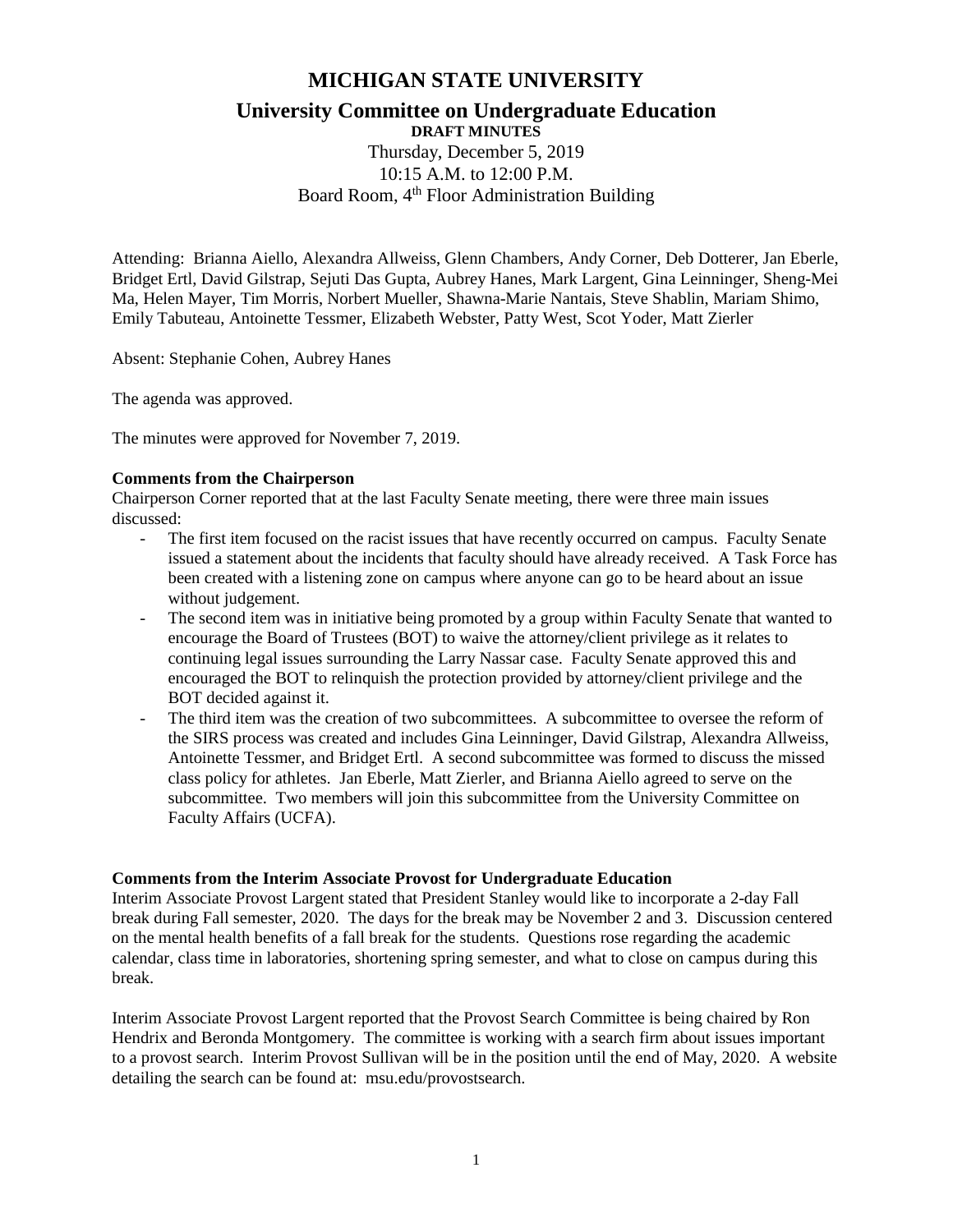# MICHIGAN STATE UNIVERSITY

## University Committee on Undergraduate Education

**DRAFT MINUTES**

Thursday, December 5, 2019
10:15 A.M. to 12:00 P.M.
Board Room, 4th Floor Administration Building

Attending: Brianna Aiello, Alexandra Allweiss, Glenn Chambers, Andy Corner, Deb Dotterer, Jan Eberle, Bridget Ertl, David Gilstrap, Sejuti Das Gupta, Aubrey Hanes, Mark Largent, Gina Leinninger, Sheng-Mei Ma, Helen Mayer, Tim Morris, Norbert Mueller, Shawna-Marie Nantais, Steve Shablin, Mariam Shimo, Emily Tabuteau, Antoinette Tessmer, Elizabeth Webster, Patty West, Scot Yoder, Matt Zierler

Absent: Stephanie Cohen, Aubrey Hanes

The agenda was approved.

The minutes were approved for November 7, 2019.

**Comments from the Chairperson**

Chairperson Corner reported that at the last Faculty Senate meeting, there were three main issues discussed:

- The first item focused on the racist issues that have recently occurred on campus. Faculty Senate issued a statement about the incidents that faculty should have already received. A Task Force has been created with a listening zone on campus where anyone can go to be heard about an issue without judgement.
- The second item was in initiative being promoted by a group within Faculty Senate that wanted to encourage the Board of Trustees (BOT) to waive the attorney/client privilege as it relates to continuing legal issues surrounding the Larry Nassar case. Faculty Senate approved this and encouraged the BOT to relinquish the protection provided by attorney/client privilege and the BOT decided against it.
- The third item was the creation of two subcommittees. A subcommittee to oversee the reform of the SIRS process was created and includes Gina Leinninger, David Gilstrap, Alexandra Allweiss, Antoinette Tessmer, and Bridget Ertl. A second subcommittee was formed to discuss the missed class policy for athletes. Jan Eberle, Matt Zierler, and Brianna Aiello agreed to serve on the subcommittee. Two members will join this subcommittee from the University Committee on Faculty Affairs (UCFA).

**Comments from the Interim Associate Provost for Undergraduate Education**

Interim Associate Provost Largent stated that President Stanley would like to incorporate a 2-day Fall break during Fall semester, 2020. The days for the break may be November 2 and 3. Discussion centered on the mental health benefits of a fall break for the students. Questions rose regarding the academic calendar, class time in laboratories, shortening spring semester, and what to close on campus during this break.

Interim Associate Provost Largent reported that the Provost Search Committee is being chaired by Ron Hendrix and Beronda Montgomery. The committee is working with a search firm about issues important to a provost search. Interim Provost Sullivan will be in the position until the end of May, 2020. A website detailing the search can be found at: msu.edu/provostsearch.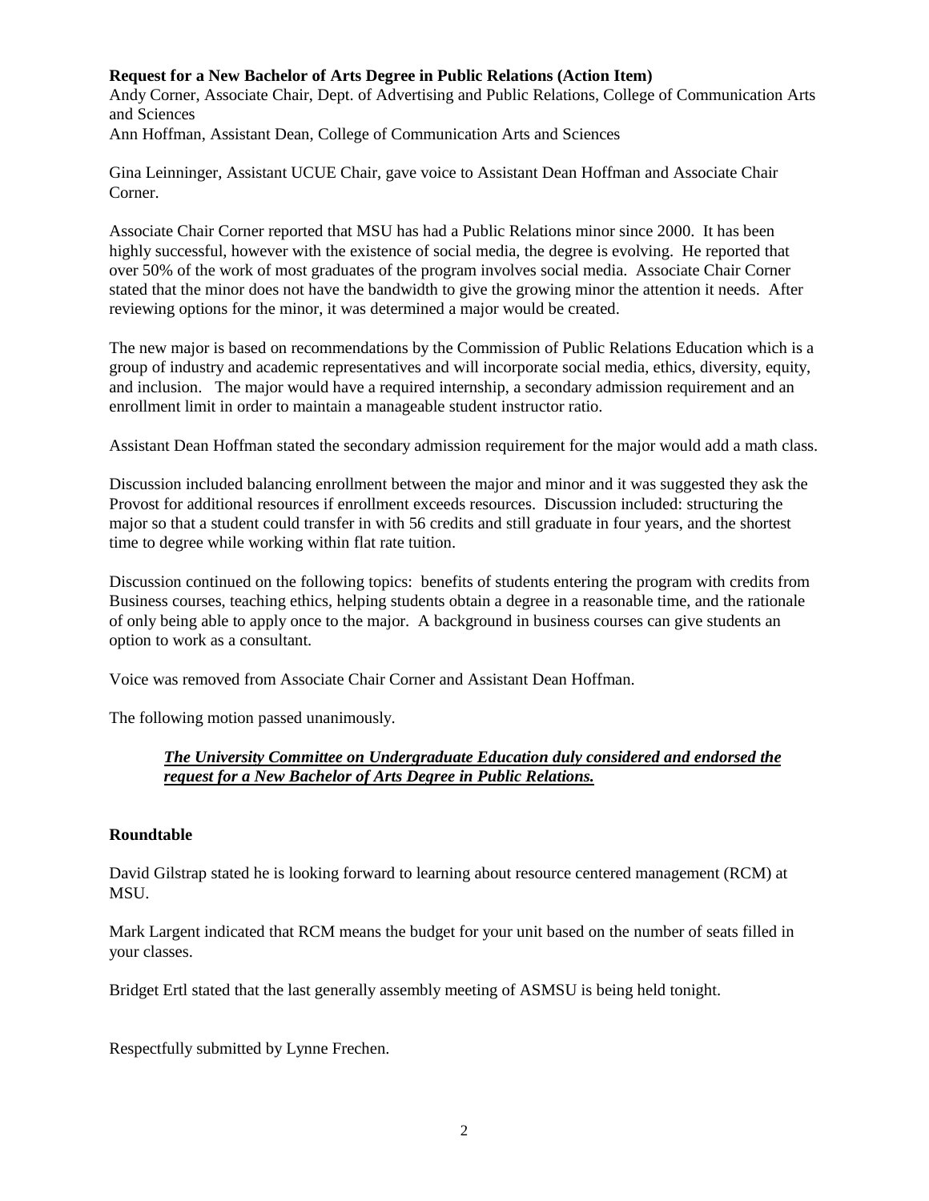**Request for a New Bachelor of Arts Degree in Public Relations (Action Item)**
Andy Corner, Associate Chair, Dept. of Advertising and Public Relations, College of Communication Arts and Sciences
Ann Hoffman, Assistant Dean, College of Communication Arts and Sciences

Gina Leinninger, Assistant UCUE Chair, gave voice to Assistant Dean Hoffman and Associate Chair Corner.

Associate Chair Corner reported that MSU has had a Public Relations minor since 2000. It has been highly successful, however with the existence of social media, the degree is evolving. He reported that over 50% of the work of most graduates of the program involves social media. Associate Chair Corner stated that the minor does not have the bandwidth to give the growing minor the attention it needs. After reviewing options for the minor, it was determined a major would be created.

The new major is based on recommendations by the Commission of Public Relations Education which is a group of industry and academic representatives and will incorporate social media, ethics, diversity, equity, and inclusion. The major would have a required internship, a secondary admission requirement and an enrollment limit in order to maintain a manageable student instructor ratio.

Assistant Dean Hoffman stated the secondary admission requirement for the major would add a math class.

Discussion included balancing enrollment between the major and minor and it was suggested they ask the Provost for additional resources if enrollment exceeds resources. Discussion included: structuring the major so that a student could transfer in with 56 credits and still graduate in four years, and the shortest time to degree while working within flat rate tuition.

Discussion continued on the following topics: benefits of students entering the program with credits from Business courses, teaching ethics, helping students obtain a degree in a reasonable time, and the rationale of only being able to apply once to the major. A background in business courses can give students an option to work as a consultant.

Voice was removed from Associate Chair Corner and Assistant Dean Hoffman.

The following motion passed unanimously.

> ***The University Committee on Undergraduate Education duly considered and endorsed the request for a New Bachelor of Arts Degree in Public Relations.***

**Roundtable**

David Gilstrap stated he is looking forward to learning about resource centered management (RCM) at MSU.

Mark Largent indicated that RCM means the budget for your unit based on the number of seats filled in your classes.

Bridget Ertl stated that the last generally assembly meeting of ASMSU is being held tonight.

Respectfully submitted by Lynne Frechen.